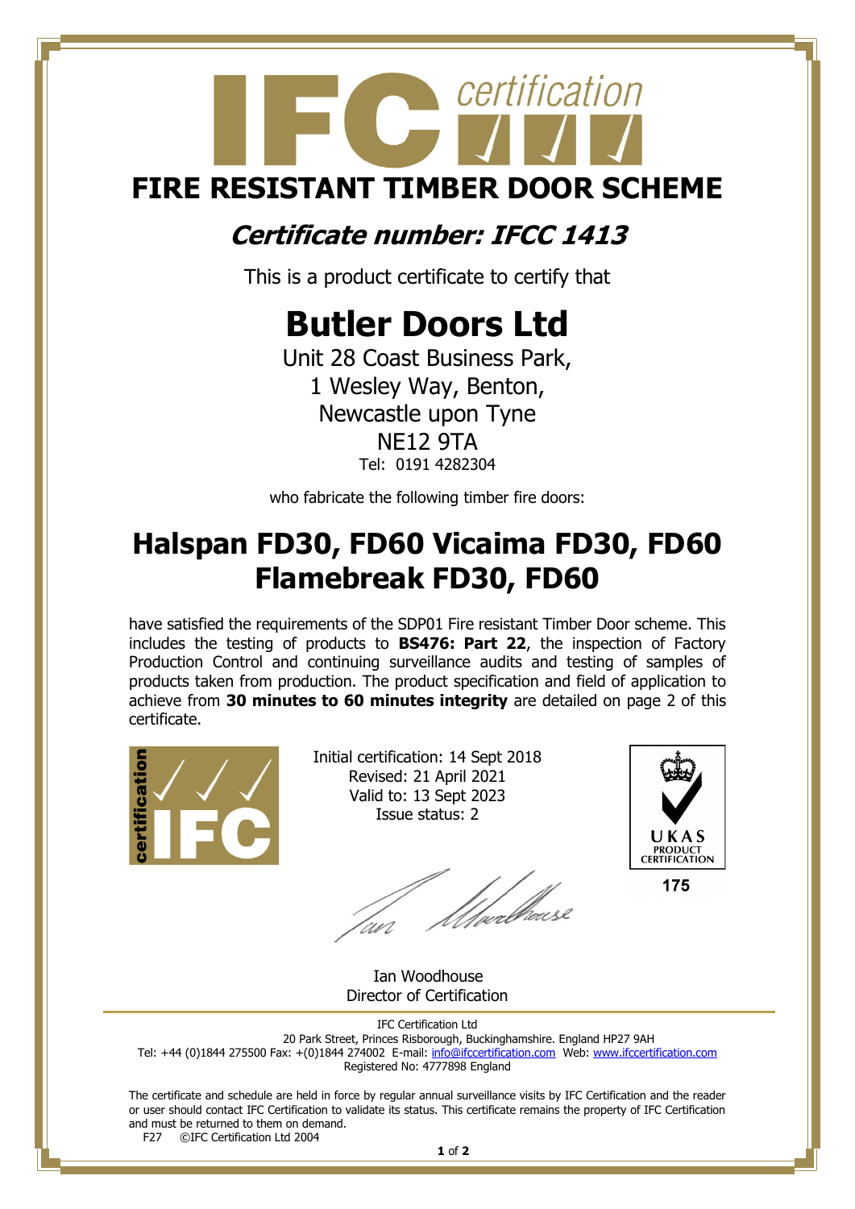IFC certification

# FIRE RESISTANT TIMBER DOOR SCHEME

## *Certificate number: IFCC 1413*

This is a product certificate to certify that

# Butler Doors Ltd

Unit 28 Coast Business Park,
1 Wesley Way, Benton,
Newcastle upon Tyne
NE12 9TA
Tel: 0191 4282304

who fabricate the following timber fire doors:

## Halspan FD30, FD60 Vicaima FD30, FD60 Flamebreak FD30, FD60

have satisfied the requirements of the SDP01 Fire resistant Timber Door scheme. This includes the testing of products to **BS476: Part 22**, the inspection of Factory Production Control and continuing surveillance audits and testing of samples of products taken from production. The product specification and field of application to achieve from **30 minutes to 60 minutes integrity** are detailed on page 2 of this certificate.

Initial certification: 14 Sept 2018
Revised: 21 April 2021
Valid to: 13 Sept 2023
Issue status: 2

UKAS PRODUCT CERTIFICATION
175

Ian Woodhouse
Director of Certification

IFC Certification Ltd
20 Park Street, Princes Risborough, Buckinghamshire. England HP27 9AH
Tel: +44 (0)1844 275500 Fax: +(0)1844 274002 E-mail: info@ifccertification.com Web: www.ifccertification.com
Registered No: 4777898 England

The certificate and schedule are held in force by regular annual surveillance visits by IFC Certification and the reader or user should contact IFC Certification to validate its status. This certificate remains the property of IFC Certification and must be returned to them on demand.

F27 ©IFC Certification Ltd 2004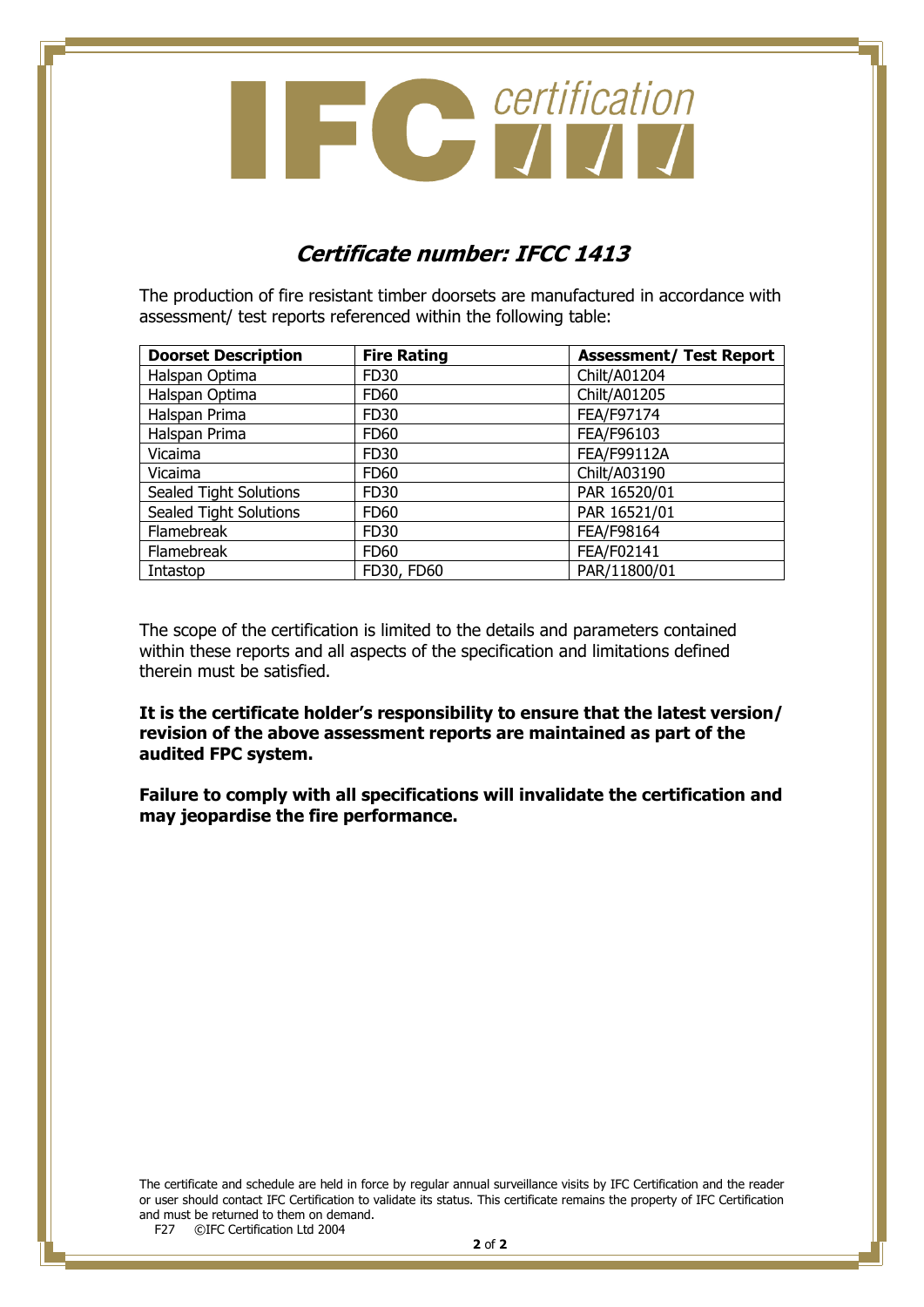IFC certification

## *Certificate number: IFCC 1413*

The production of fire resistant timber doorsets are manufactured in accordance with assessment/ test reports referenced within the following table:

| Doorset Description | Fire Rating | Assessment/ Test Report |
|---|---|---|
| Halspan Optima | FD30 | Chilt/A01204 |
| Halspan Optima | FD60 | Chilt/A01205 |
| Halspan Prima | FD30 | FEA/F97174 |
| Halspan Prima | FD60 | FEA/F96103 |
| Vicaima | FD30 | FEA/F99112A |
| Vicaima | FD60 | Chilt/A03190 |
| Sealed Tight Solutions | FD30 | PAR 16520/01 |
| Sealed Tight Solutions | FD60 | PAR 16521/01 |
| Flamebreak | FD30 | FEA/F98164 |
| Flamebreak | FD60 | FEA/F02141 |
| Intastop | FD30, FD60 | PAR/11800/01 |

The scope of the certification is limited to the details and parameters contained within these reports and all aspects of the specification and limitations defined therein must be satisfied.

**It is the certificate holder's responsibility to ensure that the latest version/ revision of the above assessment reports are maintained as part of the audited FPC system.**

**Failure to comply with all specifications will invalidate the certification and may jeopardise the fire performance.**

The certificate and schedule are held in force by regular annual surveillance visits by IFC Certification and the reader or user should contact IFC Certification to validate its status. This certificate remains the property of IFC Certification and must be returned to them on demand.

F27 ©IFC Certification Ltd 2004